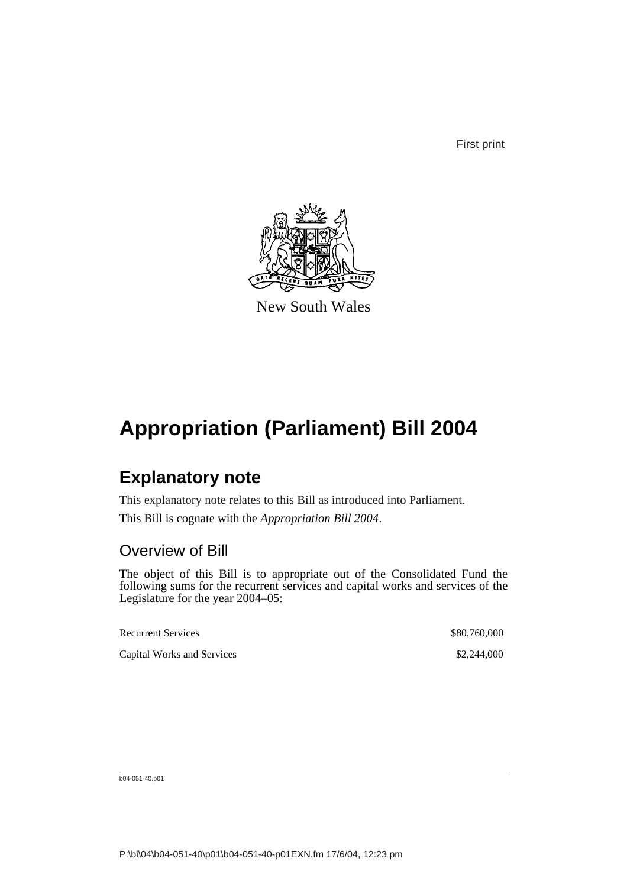First print

New South Wales

# Appropriation (Parliament) Bill 2004

## Explanatory note

This explanatory note relates to this Bill as introduced into Parliament.

This Bill is cognate with the *Appropriation Bill 2004*.

### Overview of Bill

The object of this Bill is to appropriate out of the Consolidated Fund the following sums for the recurrent services and capital works and services of the Legislature for the year 2004–05:

| | |
|---|---|
| Recurrent Services | \$80,760,000 |
| Capital Works and Services | \$2,244,000 |

b04-051-40.p01

P:\bi\04\b04-051-40\p01\b04-051-40-p01EXN.fm 17/6/04, 12:23 pm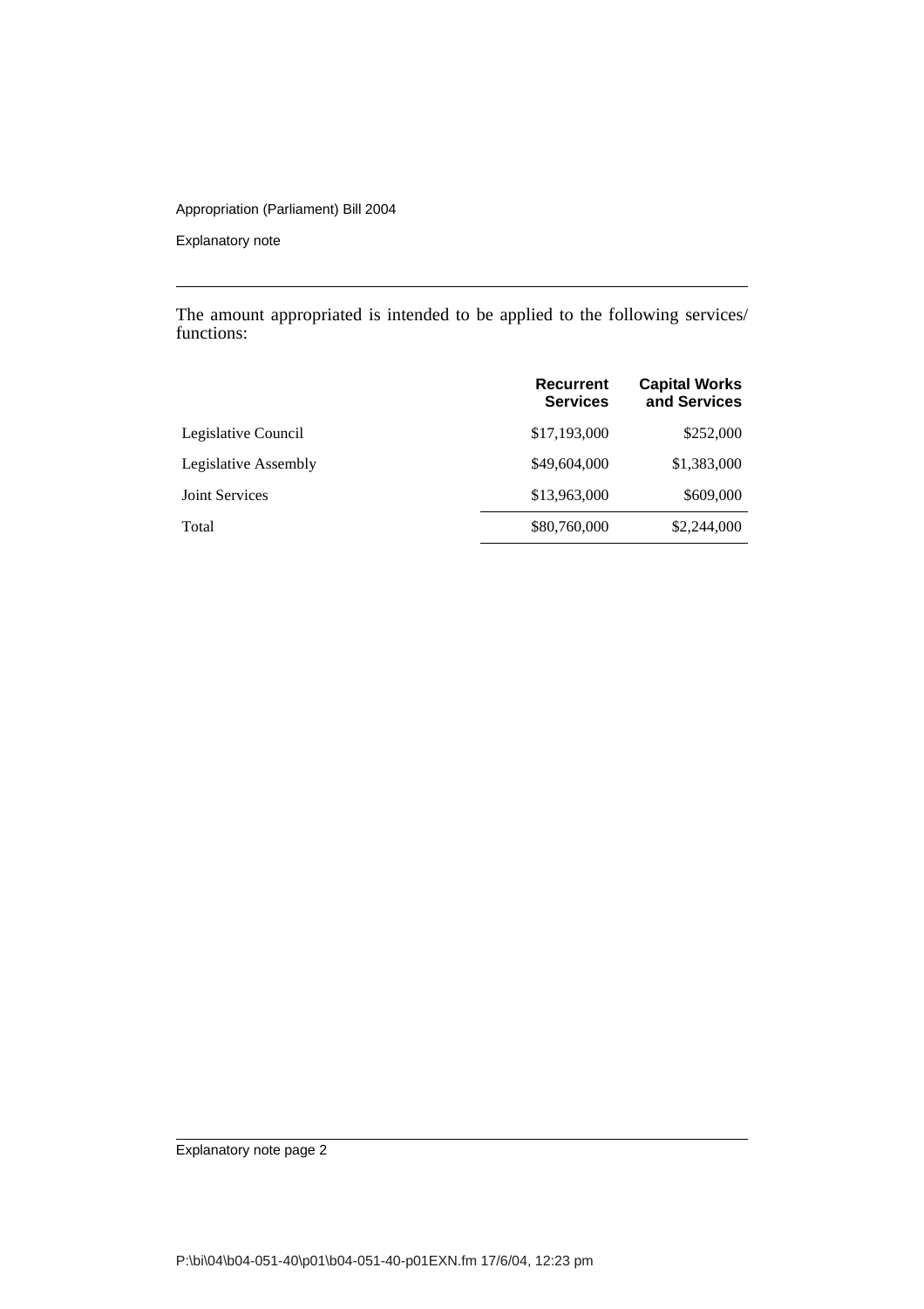The amount appropriated is intended to be applied to the following services/functions:

| | Recurrent Services | Capital Works and Services |
|---|---|---|
| Legislative Council | $17,193,000 | $252,000 |
| Legislative Assembly | $49,604,000 | $1,383,000 |
| Joint Services | $13,963,000 | $609,000 |
| Total | $80,760,000 | $2,244,000 |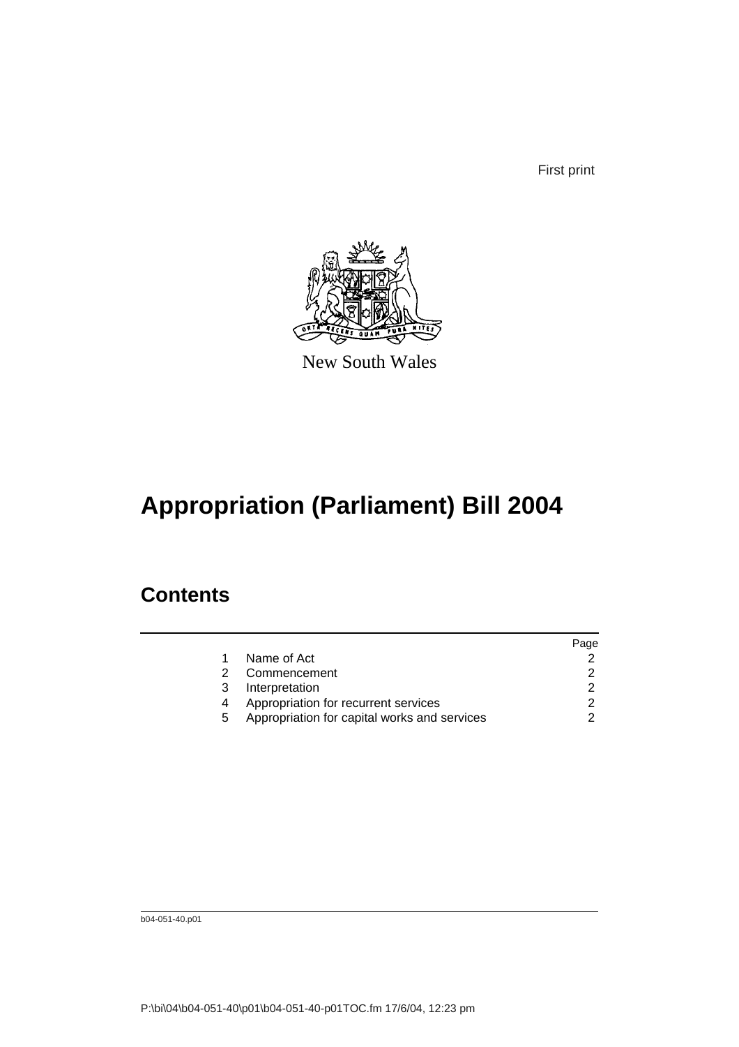First print

New South Wales

# Appropriation (Parliament) Bill 2004

## Contents

| | | Page |
|---|---|---|
| 1 | Name of Act | 2 |
| 2 | Commencement | 2 |
| 3 | Interpretation | 2 |
| 4 | Appropriation for recurrent services | 2 |
| 5 | Appropriation for capital works and services | 2 |

b04-051-40.p01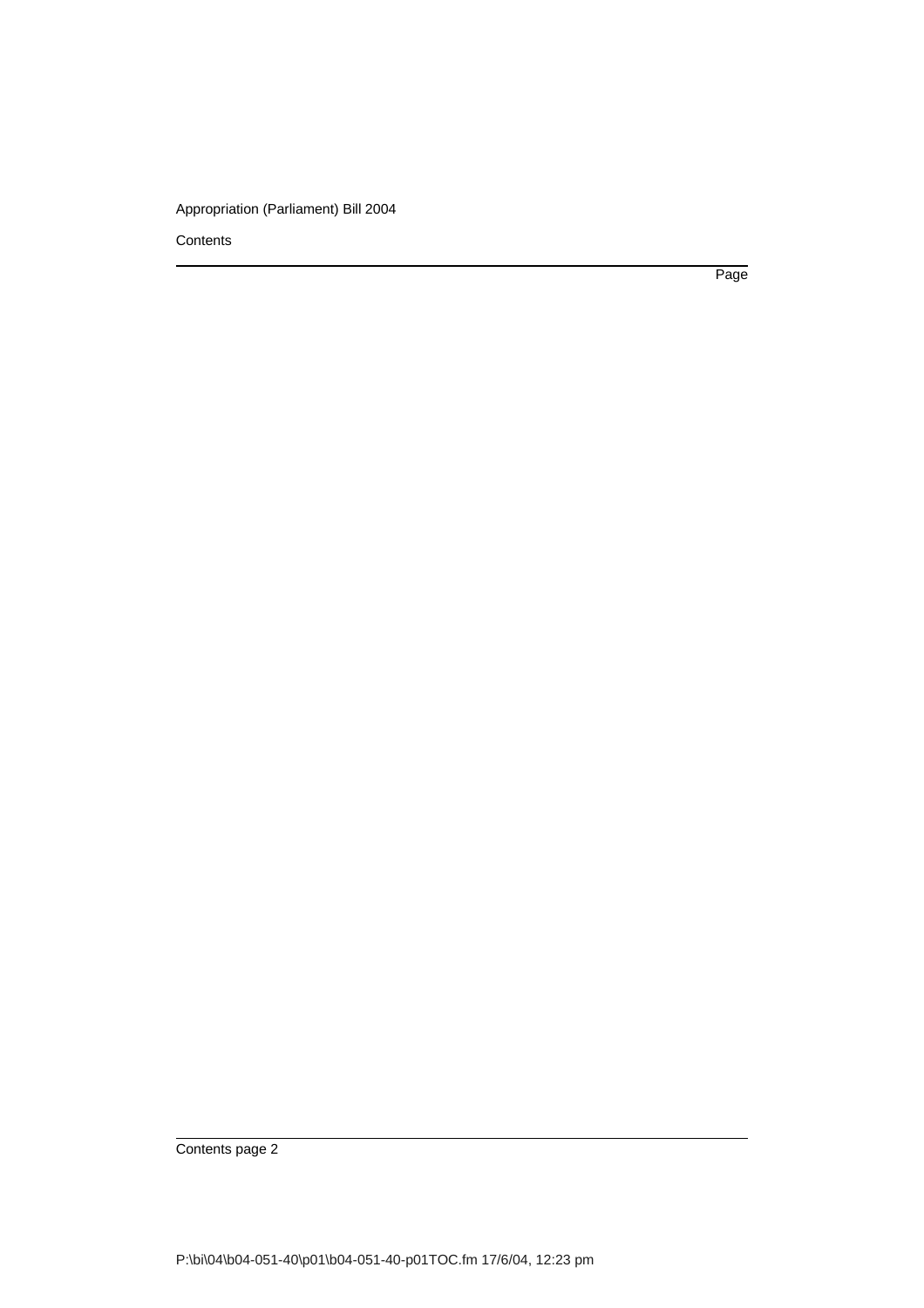Contents

Page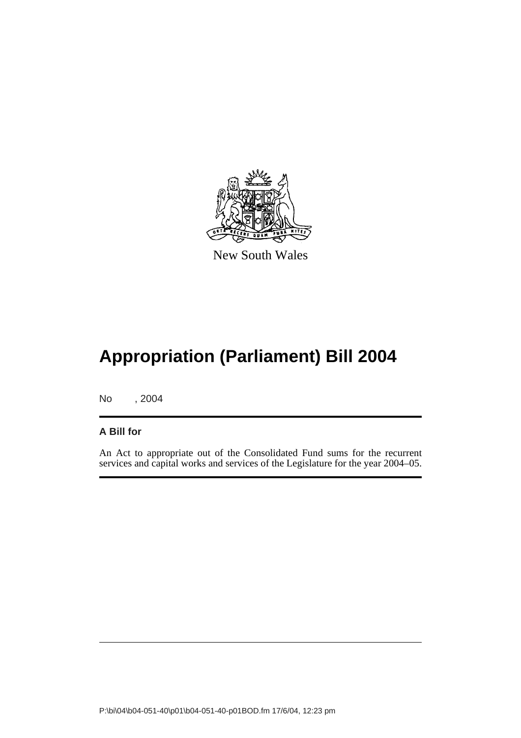New South Wales

# Appropriation (Parliament) Bill 2004

No , 2004

**A Bill for**

An Act to appropriate out of the Consolidated Fund sums for the recurrent services and capital works and services of the Legislature for the year 2004–05.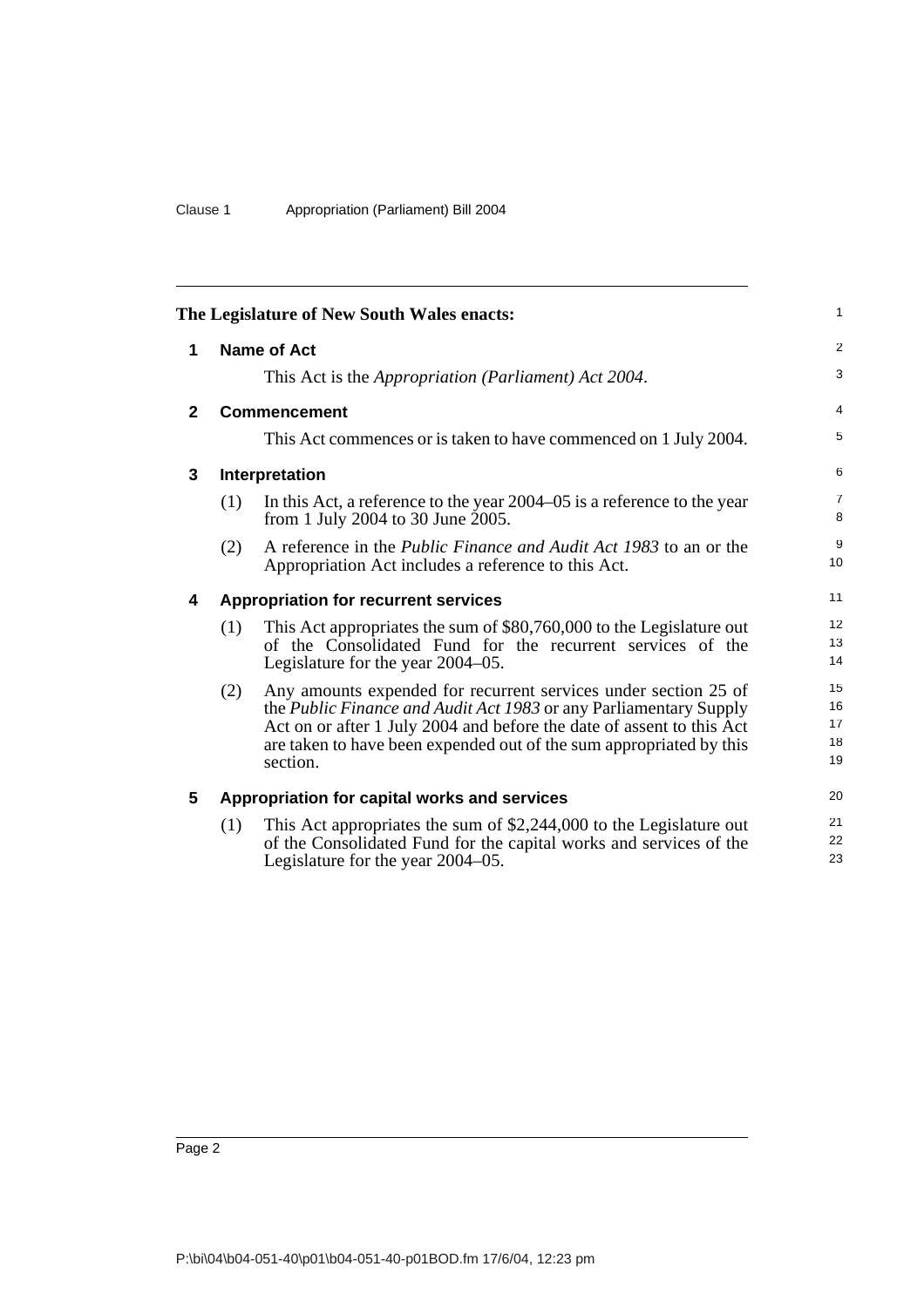The Legislature of New South Wales enacts:

## 1 Name of Act

This Act is the *Appropriation (Parliament) Act 2004*.

## 2 Commencement

This Act commences or is taken to have commenced on 1 July 2004.

## 3 Interpretation

(1) In this Act, a reference to the year 2004–05 is a reference to the year from 1 July 2004 to 30 June 2005.

(2) A reference in the *Public Finance and Audit Act 1983* to an or the Appropriation Act includes a reference to this Act.

## 4 Appropriation for recurrent services

(1) This Act appropriates the sum of $80,760,000 to the Legislature out of the Consolidated Fund for the recurrent services of the Legislature for the year 2004–05.

(2) Any amounts expended for recurrent services under section 25 of the *Public Finance and Audit Act 1983* or any Parliamentary Supply Act on or after 1 July 2004 and before the date of assent to this Act are taken to have been expended out of the sum appropriated by this section.

## 5 Appropriation for capital works and services

(1) This Act appropriates the sum of $2,244,000 to the Legislature out of the Consolidated Fund for the capital works and services of the Legislature for the year 2004–05.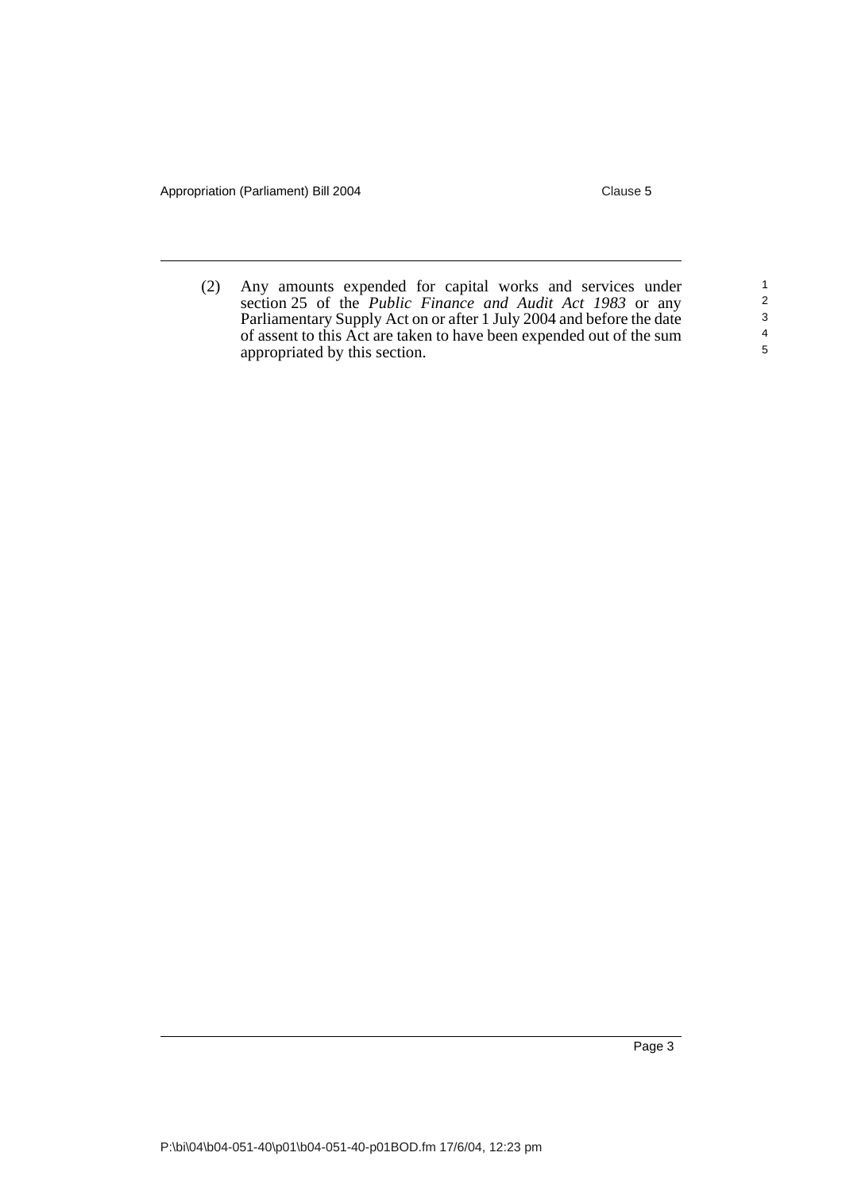(2) Any amounts expended for capital works and services under section 25 of the *Public Finance and Audit Act 1983* or any Parliamentary Supply Act on or after 1 July 2004 and before the date of assent to this Act are taken to have been expended out of the sum appropriated by this section.